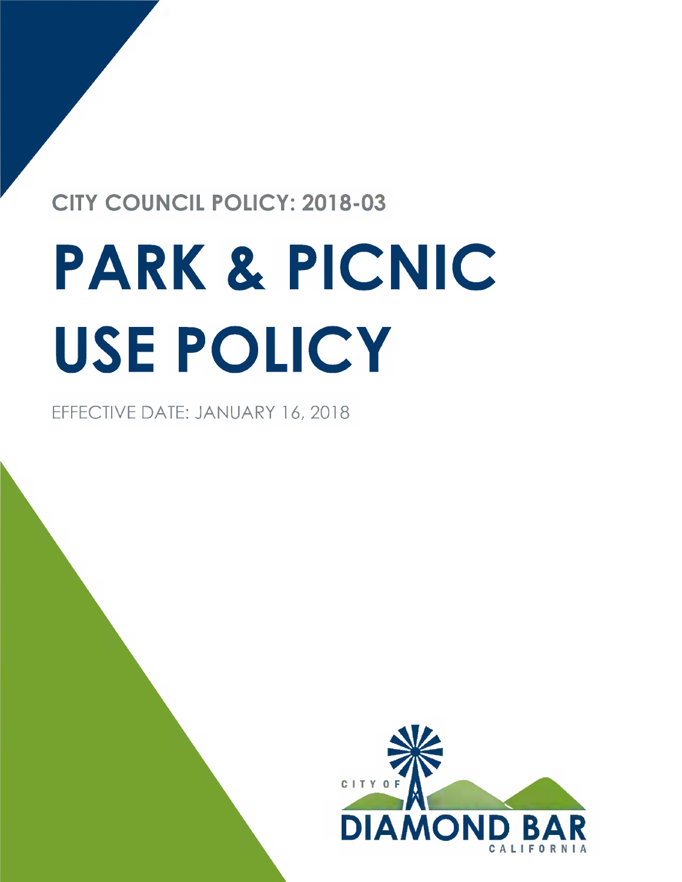CITY COUNCIL POLICY: 2018-03

# PARK & PICNIC USE POLICY

EFFECTIVE DATE: JANUARY 16, 2018

CITY OF DIAMOND BAR CALIFORNIA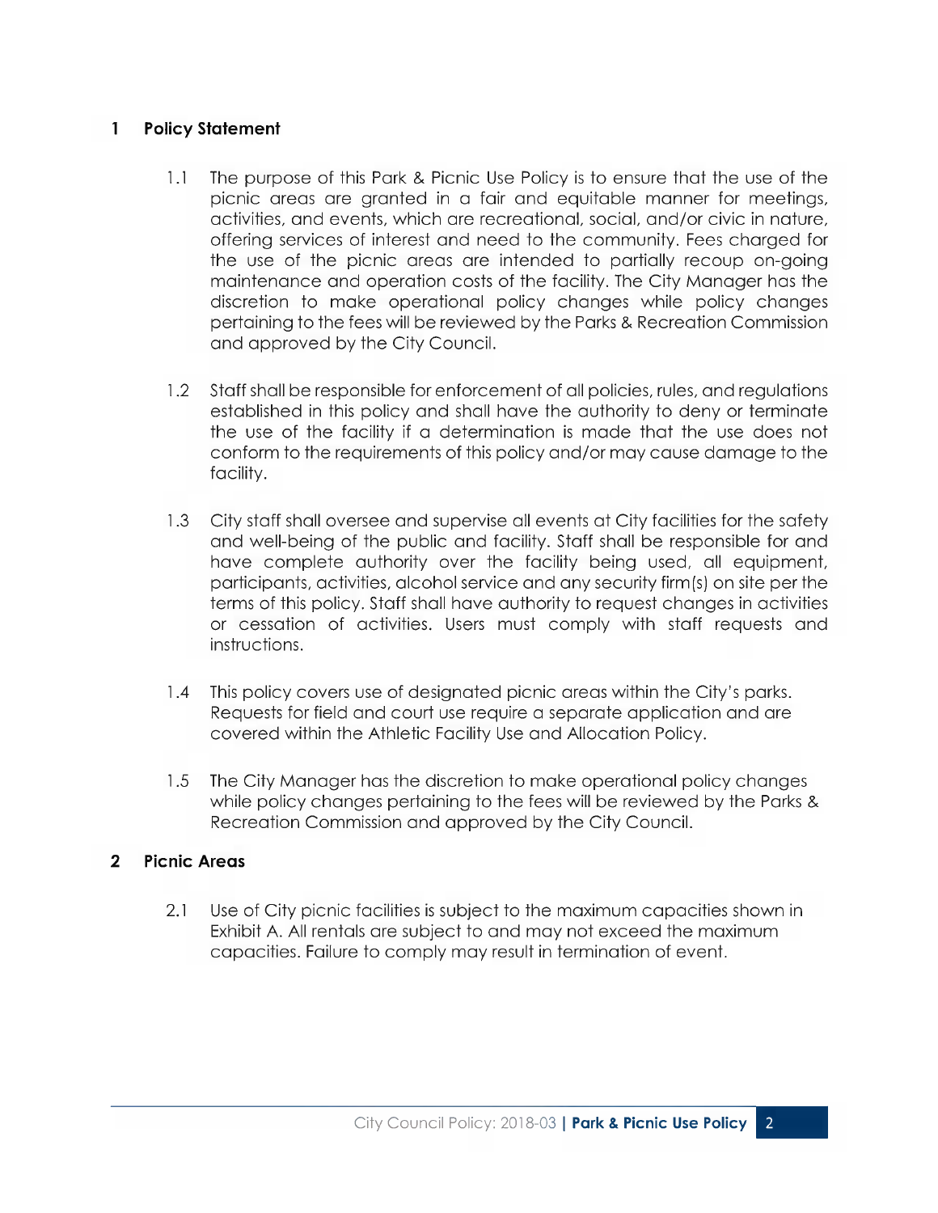## 1 Policy Statement

1.1 The purpose of this Park & Picnic Use Policy is to ensure that the use of the picnic areas are granted in a fair and equitable manner for meetings, activities, and events, which are recreational, social, and/or civic in nature, offering services of interest and need to the community. Fees charged for the use of the picnic areas are intended to partially recoup on-going maintenance and operation costs of the facility. The City Manager has the discretion to make operational policy changes while policy changes pertaining to the fees will be reviewed by the Parks & Recreation Commission and approved by the City Council.

1.2 Staff shall be responsible for enforcement of all policies, rules, and regulations established in this policy and shall have the authority to deny or terminate the use of the facility if a determination is made that the use does not conform to the requirements of this policy and/or may cause damage to the facility.

1.3 City staff shall oversee and supervise all events at City facilities for the safety and well-being of the public and facility. Staff shall be responsible for and have complete authority over the facility being used, all equipment, participants, activities, alcohol service and any security firm(s) on site per the terms of this policy. Staff shall have authority to request changes in activities or cessation of activities. Users must comply with staff requests and instructions.

1.4 This policy covers use of designated picnic areas within the City's parks. Requests for field and court use require a separate application and are covered within the Athletic Facility Use and Allocation Policy.

1.5 The City Manager has the discretion to make operational policy changes while policy changes pertaining to the fees will be reviewed by the Parks & Recreation Commission and approved by the City Council.

## 2 Picnic Areas

2.1 Use of City picnic facilities is subject to the maximum capacities shown in Exhibit A. All rentals are subject to and may not exceed the maximum capacities. Failure to comply may result in termination of event.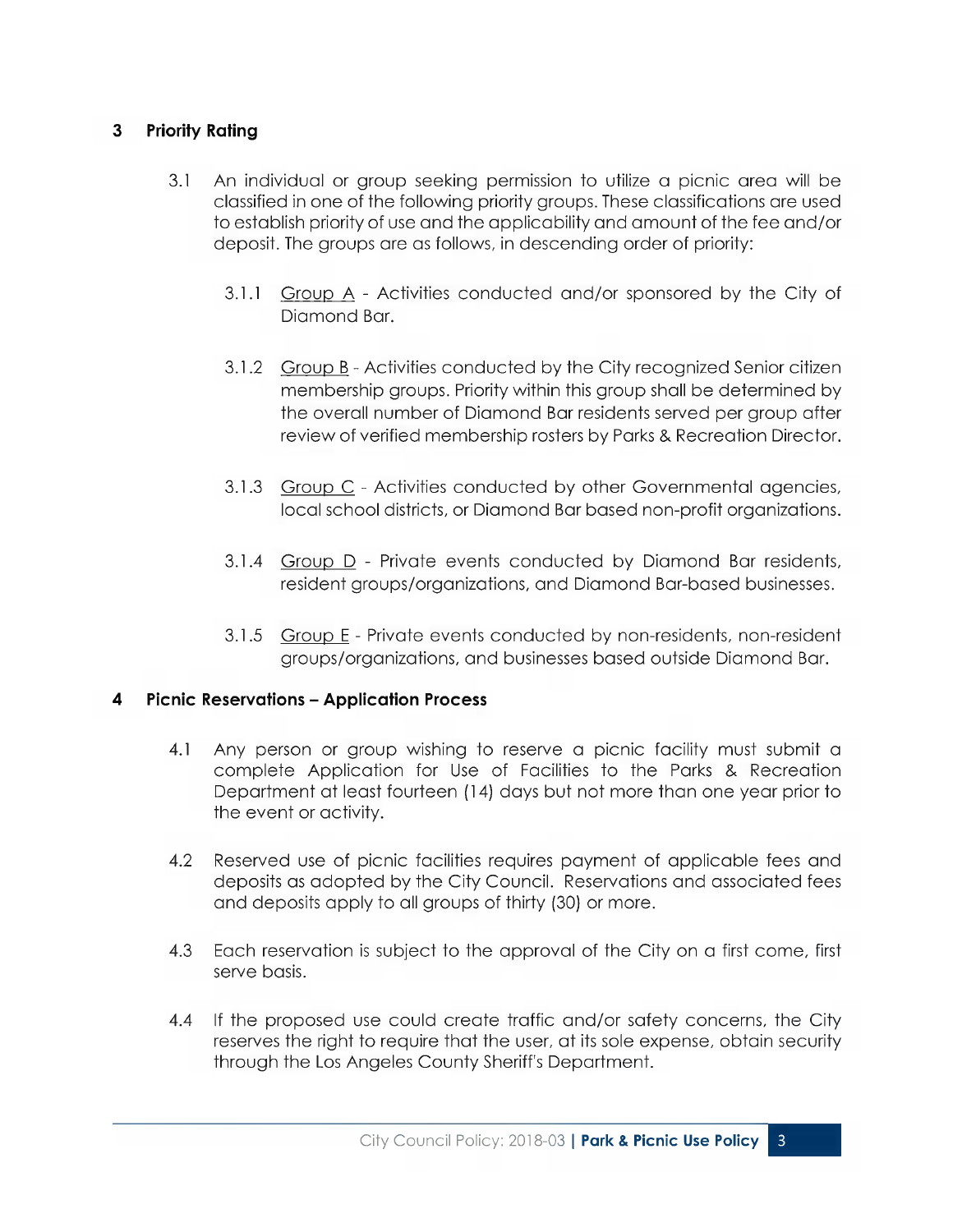## 3 Priority Rating

3.1 An individual or group seeking permission to utilize a picnic area will be classified in one of the following priority groups. These classifications are used to establish priority of use and the applicability and amount of the fee and/or deposit. The groups are as follows, in descending order of priority:

3.1.1 Group A - Activities conducted and/or sponsored by the City of Diamond Bar.

3.1.2 Group B - Activities conducted by the City recognized Senior citizen membership groups. Priority within this group shall be determined by the overall number of Diamond Bar residents served per group after review of verified membership rosters by Parks & Recreation Director.

3.1.3 Group C - Activities conducted by other Governmental agencies, local school districts, or Diamond Bar based non-profit organizations.

3.1.4 Group D - Private events conducted by Diamond Bar residents, resident groups/organizations, and Diamond Bar-based businesses.

3.1.5 Group E - Private events conducted by non-residents, non-resident groups/organizations, and businesses based outside Diamond Bar.

## 4 Picnic Reservations – Application Process

4.1 Any person or group wishing to reserve a picnic facility must submit a complete Application for Use of Facilities to the Parks & Recreation Department at least fourteen (14) days but not more than one year prior to the event or activity.

4.2 Reserved use of picnic facilities requires payment of applicable fees and deposits as adopted by the City Council. Reservations and associated fees and deposits apply to all groups of thirty (30) or more.

4.3 Each reservation is subject to the approval of the City on a first come, first serve basis.

4.4 If the proposed use could create traffic and/or safety concerns, the City reserves the right to require that the user, at its sole expense, obtain security through the Los Angeles County Sheriff's Department.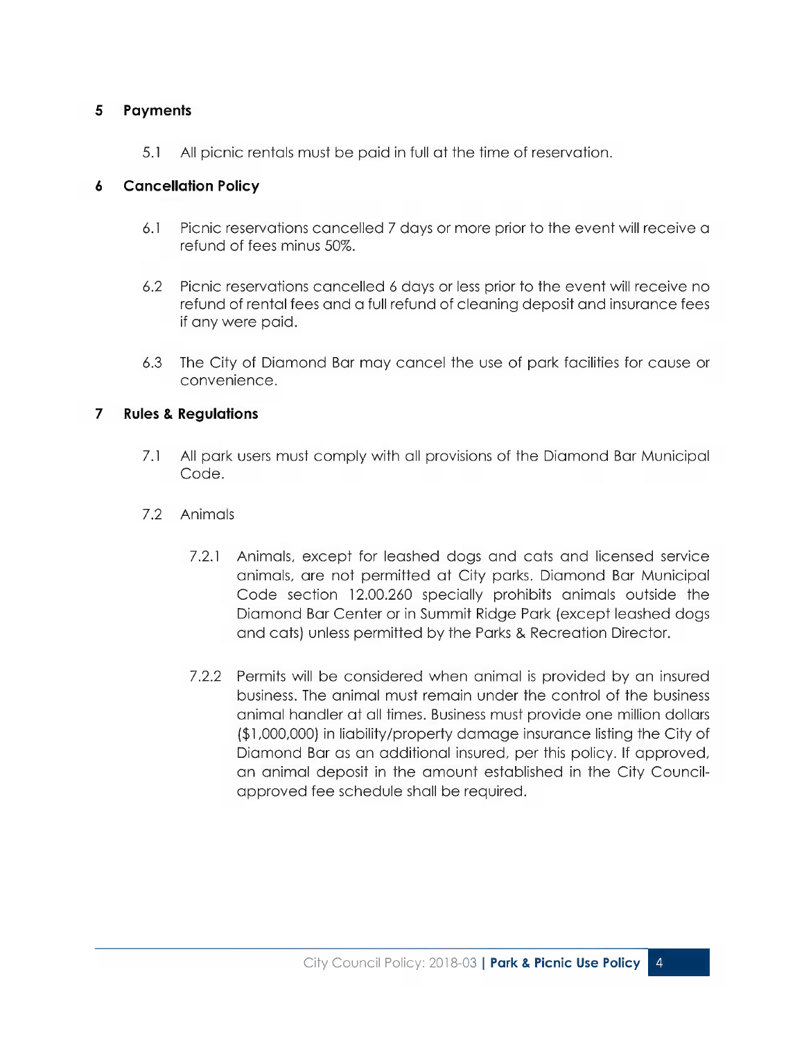## 5 Payments

5.1 All picnic rentals must be paid in full at the time of reservation.

## 6 Cancellation Policy

6.1 Picnic reservations cancelled 7 days or more prior to the event will receive a refund of fees minus 50%.

6.2 Picnic reservations cancelled 6 days or less prior to the event will receive no refund of rental fees and a full refund of cleaning deposit and insurance fees if any were paid.

6.3 The City of Diamond Bar may cancel the use of park facilities for cause or convenience.

## 7 Rules & Regulations

7.1 All park users must comply with all provisions of the Diamond Bar Municipal Code.

7.2 Animals

7.2.1 Animals, except for leashed dogs and cats and licensed service animals, are not permitted at City parks. Diamond Bar Municipal Code section 12.00.260 specially prohibits animals outside the Diamond Bar Center or in Summit Ridge Park (except leashed dogs and cats) unless permitted by the Parks & Recreation Director.

7.2.2 Permits will be considered when animal is provided by an insured business. The animal must remain under the control of the business animal handler at all times. Business must provide one million dollars ($1,000,000) in liability/property damage insurance listing the City of Diamond Bar as an additional insured, per this policy. If approved, an animal deposit in the amount established in the City Council-approved fee schedule shall be required.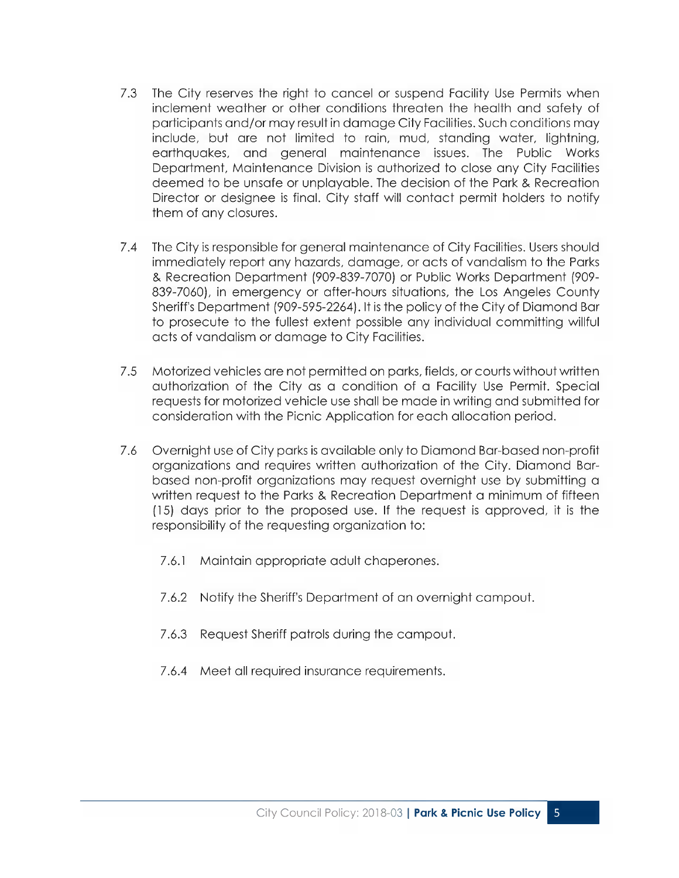7.3 The City reserves the right to cancel or suspend Facility Use Permits when inclement weather or other conditions threaten the health and safety of participants and/or may result in damage City Facilities. Such conditions may include, but are not limited to rain, mud, standing water, lightning, earthquakes, and general maintenance issues. The Public Works Department, Maintenance Division is authorized to close any City Facilities deemed to be unsafe or unplayable. The decision of the Park & Recreation Director or designee is final. City staff will contact permit holders to notify them of any closures.

7.4 The City is responsible for general maintenance of City Facilities. Users should immediately report any hazards, damage, or acts of vandalism to the Parks & Recreation Department (909-839-7070) or Public Works Department (909-839-7060), in emergency or after-hours situations, the Los Angeles County Sheriff's Department (909-595-2264). It is the policy of the City of Diamond Bar to prosecute to the fullest extent possible any individual committing willful acts of vandalism or damage to City Facilities.

7.5 Motorized vehicles are not permitted on parks, fields, or courts without written authorization of the City as a condition of a Facility Use Permit. Special requests for motorized vehicle use shall be made in writing and submitted for consideration with the Picnic Application for each allocation period.

7.6 Overnight use of City parks is available only to Diamond Bar-based non-profit organizations and requires written authorization of the City. Diamond Bar-based non-profit organizations may request overnight use by submitting a written request to the Parks & Recreation Department a minimum of fifteen (15) days prior to the proposed use. If the request is approved, it is the responsibility of the requesting organization to:

  7.6.1 Maintain appropriate adult chaperones.

  7.6.2 Notify the Sheriff's Department of an overnight campout.

  7.6.3 Request Sheriff patrols during the campout.

  7.6.4 Meet all required insurance requirements.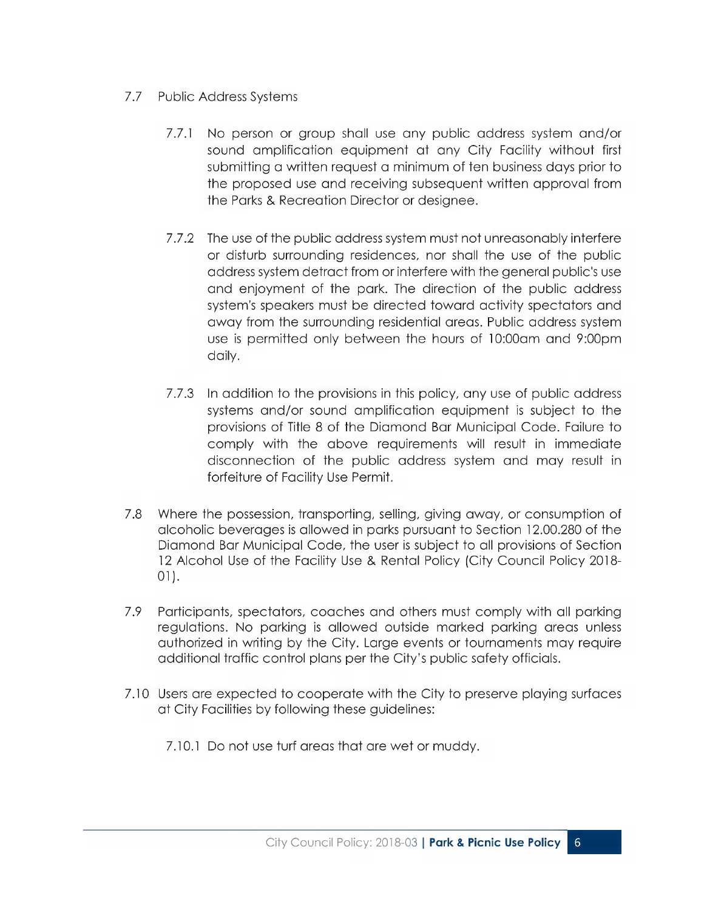7.7 Public Address Systems

7.7.1 No person or group shall use any public address system and/or sound amplification equipment at any City Facility without first submitting a written request a minimum of ten business days prior to the proposed use and receiving subsequent written approval from the Parks & Recreation Director or designee.

7.7.2 The use of the public address system must not unreasonably interfere or disturb surrounding residences, nor shall the use of the public address system detract from or interfere with the general public's use and enjoyment of the park. The direction of the public address system's speakers must be directed toward activity spectators and away from the surrounding residential areas. Public address system use is permitted only between the hours of 10:00am and 9:00pm daily.

7.7.3 In addition to the provisions in this policy, any use of public address systems and/or sound amplification equipment is subject to the provisions of Title 8 of the Diamond Bar Municipal Code. Failure to comply with the above requirements will result in immediate disconnection of the public address system and may result in forfeiture of Facility Use Permit.

7.8 Where the possession, transporting, selling, giving away, or consumption of alcoholic beverages is allowed in parks pursuant to Section 12.00.280 of the Diamond Bar Municipal Code, the user is subject to all provisions of Section 12 Alcohol Use of the Facility Use & Rental Policy (City Council Policy 2018-01).

7.9 Participants, spectators, coaches and others must comply with all parking regulations. No parking is allowed outside marked parking areas unless authorized in writing by the City. Large events or tournaments may require additional traffic control plans per the City's public safety officials.

7.10 Users are expected to cooperate with the City to preserve playing surfaces at City Facilities by following these guidelines:

7.10.1 Do not use turf areas that are wet or muddy.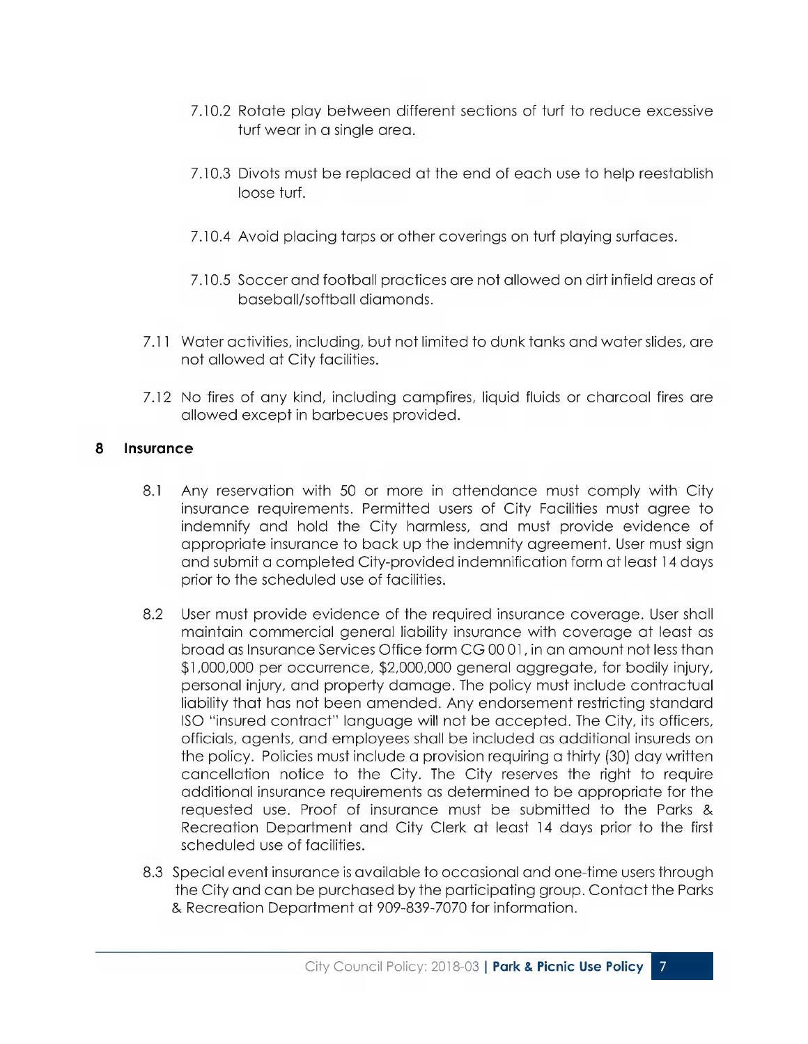7.10.2 Rotate play between different sections of turf to reduce excessive turf wear in a single area.

7.10.3 Divots must be replaced at the end of each use to help reestablish loose turf.

7.10.4 Avoid placing tarps or other coverings on turf playing surfaces.

7.10.5 Soccer and football practices are not allowed on dirt infield areas of baseball/softball diamonds.

7.11 Water activities, including, but not limited to dunk tanks and water slides, are not allowed at City facilities.

7.12 No fires of any kind, including campfires, liquid fluids or charcoal fires are allowed except in barbecues provided.

## 8 Insurance

8.1 Any reservation with 50 or more in attendance must comply with City insurance requirements. Permitted users of City Facilities must agree to indemnify and hold the City harmless, and must provide evidence of appropriate insurance to back up the indemnity agreement. User must sign and submit a completed City-provided indemnification form at least 14 days prior to the scheduled use of facilities.

8.2 User must provide evidence of the required insurance coverage. User shall maintain commercial general liability insurance with coverage at least as broad as Insurance Services Office form CG 00 01, in an amount not less than $1,000,000 per occurrence, $2,000,000 general aggregate, for bodily injury, personal injury, and property damage. The policy must include contractual liability that has not been amended. Any endorsement restricting standard ISO "insured contract" language will not be accepted. The City, its officers, officials, agents, and employees shall be included as additional insureds on the policy. Policies must include a provision requiring a thirty (30) day written cancellation notice to the City. The City reserves the right to require additional insurance requirements as determined to be appropriate for the requested use. Proof of insurance must be submitted to the Parks & Recreation Department and City Clerk at least 14 days prior to the first scheduled use of facilities.

8.3 Special event insurance is available to occasional and one-time users through the City and can be purchased by the participating group. Contact the Parks & Recreation Department at 909-839-7070 for information.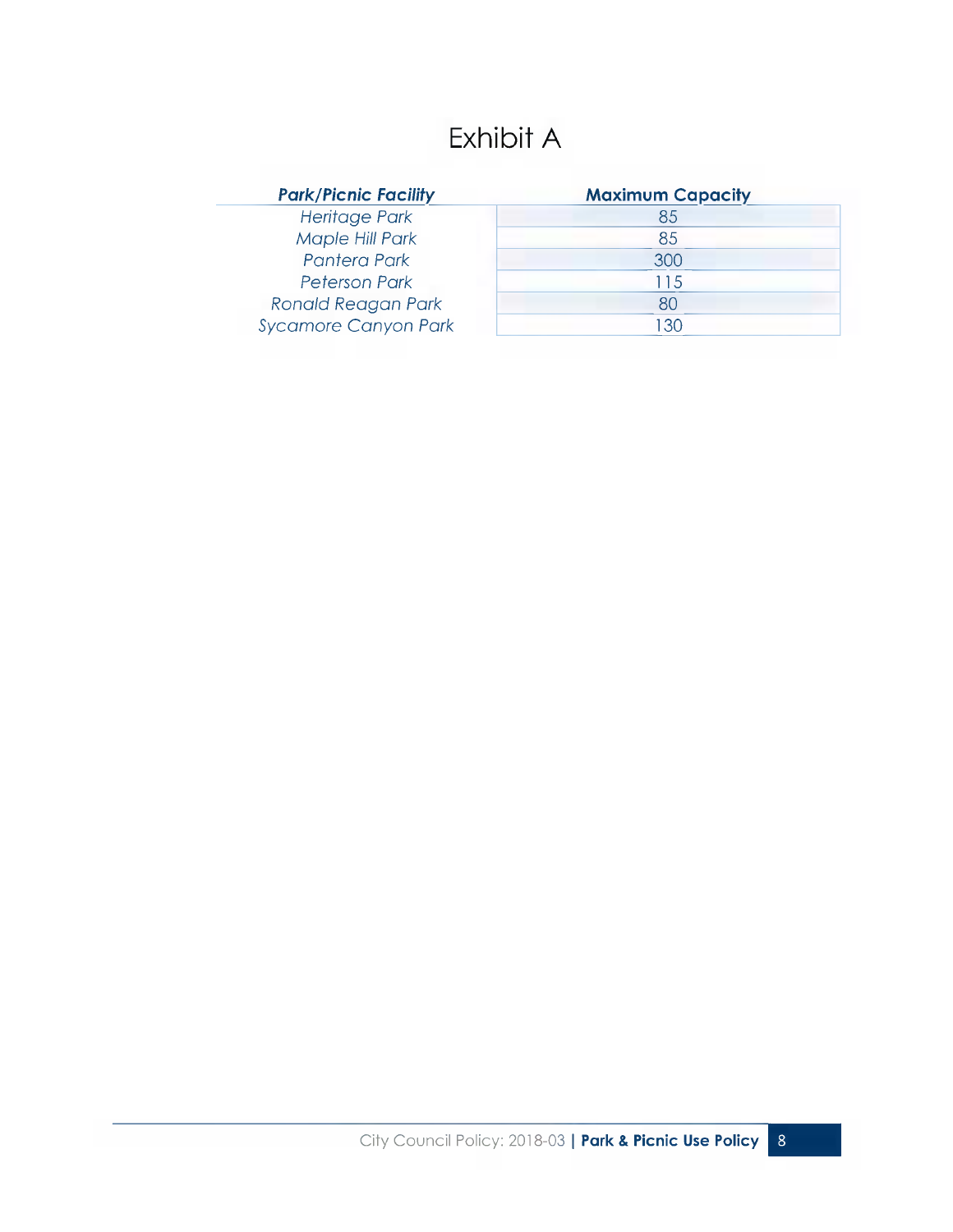# Exhibit A

| ***Park/Picnic Facility*** | **Maximum Capacity** |
| --- | --- |
| *Heritage Park* | 85 |
| *Maple Hill Park* | 85 |
| *Pantera Park* | 300 |
| *Peterson Park* | 115 |
| *Ronald Reagan Park* | 80 |
| *Sycamore Canyon Park* | 130 |